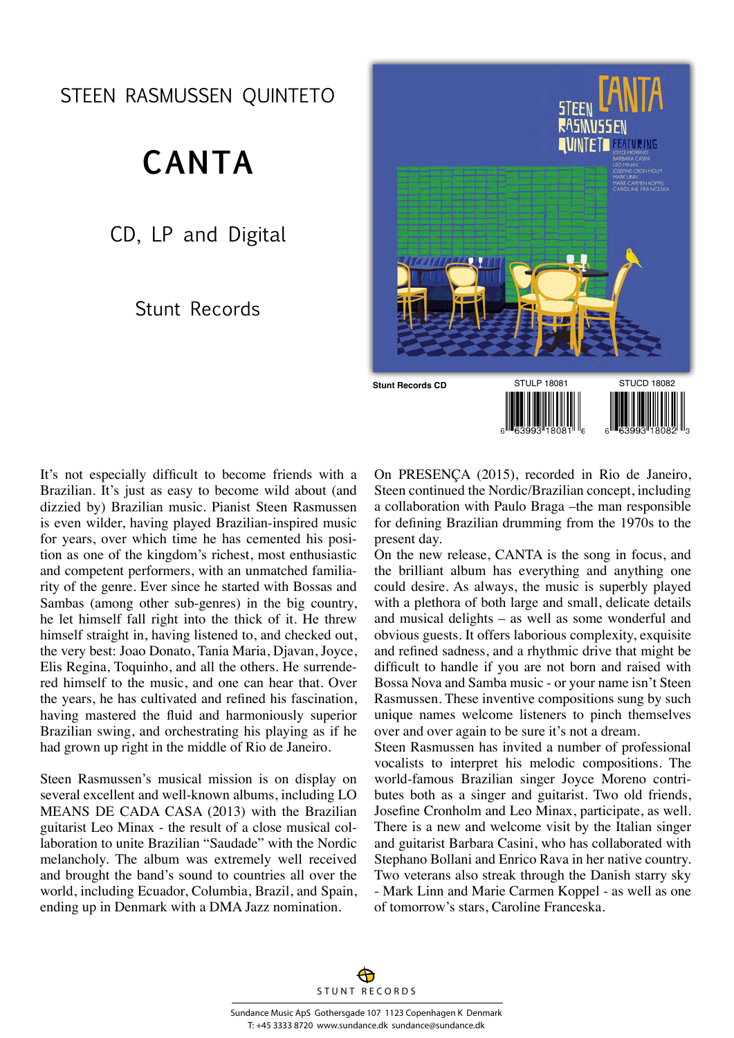STEEN RASMUSSEN QUINTETO

# CANTA

CD, LP and Digital

Stunt Records

Stunt Records CD

STULP 18081

STUCD 18082

It's not especially difficult to become friends with a Brazilian. It's just as easy to become wild about (and dizzied by) Brazilian music. Pianist Steen Rasmussen is even wilder, having played Brazilian-inspired music for years, over which time he has cemented his position as one of the kingdom's richest, most enthusiastic and competent performers, with an unmatched familiarity of the genre. Ever since he started with Bossas and Sambas (among other sub-genres) in the big country, he let himself fall right into the thick of it. He threw himself straight in, having listened to, and checked out, the very best: Joao Donato, Tania Maria, Djavan, Joyce, Elis Regina, Toquinho, and all the others. He surrendered himself to the music, and one can hear that. Over the years, he has cultivated and refined his fascination, having mastered the fluid and harmoniously superior Brazilian swing, and orchestrating his playing as if he had grown up right in the middle of Rio de Janeiro.

Steen Rasmussen's musical mission is on display on several excellent and well-known albums, including LO MEANS DE CADA CASA (2013) with the Brazilian guitarist Leo Minax - the result of a close musical collaboration to unite Brazilian "Saudade" with the Nordic melancholy. The album was extremely well received and brought the band's sound to countries all over the world, including Ecuador, Columbia, Brazil, and Spain, ending up in Denmark with a DMA Jazz nomination.

On PRESENÇA (2015), recorded in Rio de Janeiro, Steen continued the Nordic/Brazilian concept, including a collaboration with Paulo Braga –the man responsible for defining Brazilian drumming from the 1970s to the present day.

On the new release, CANTA is the song in focus, and the brilliant album has everything and anything one could desire. As always, the music is superbly played with a plethora of both large and small, delicate details and musical delights – as well as some wonderful and obvious guests. It offers laborious complexity, exquisite and refined sadness, and a rhythmic drive that might be difficult to handle if you are not born and raised with Bossa Nova and Samba music - or your name isn't Steen Rasmussen. These inventive compositions sung by such unique names welcome listeners to pinch themselves over and over again to be sure it's not a dream.

Steen Rasmussen has invited a number of professional vocalists to interpret his melodic compositions. The world-famous Brazilian singer Joyce Moreno contributes both as a singer and guitarist. Two old friends, Josefine Cronholm and Leo Minax, participate, as well. There is a new and welcome visit by the Italian singer and guitarist Barbara Casini, who has collaborated with Stephano Bollani and Enrico Rava in her native country. Two veterans also streak through the Danish starry sky - Mark Linn and Marie Carmen Koppel - as well as one of tomorrow's stars, Caroline Franceska.

STUNT RECORDS

Sundance Music ApS Gothersgade 107 1123 Copenhagen K Denmark
T: +45 3333 8720 www.sundance.dk sundance@sundance.dk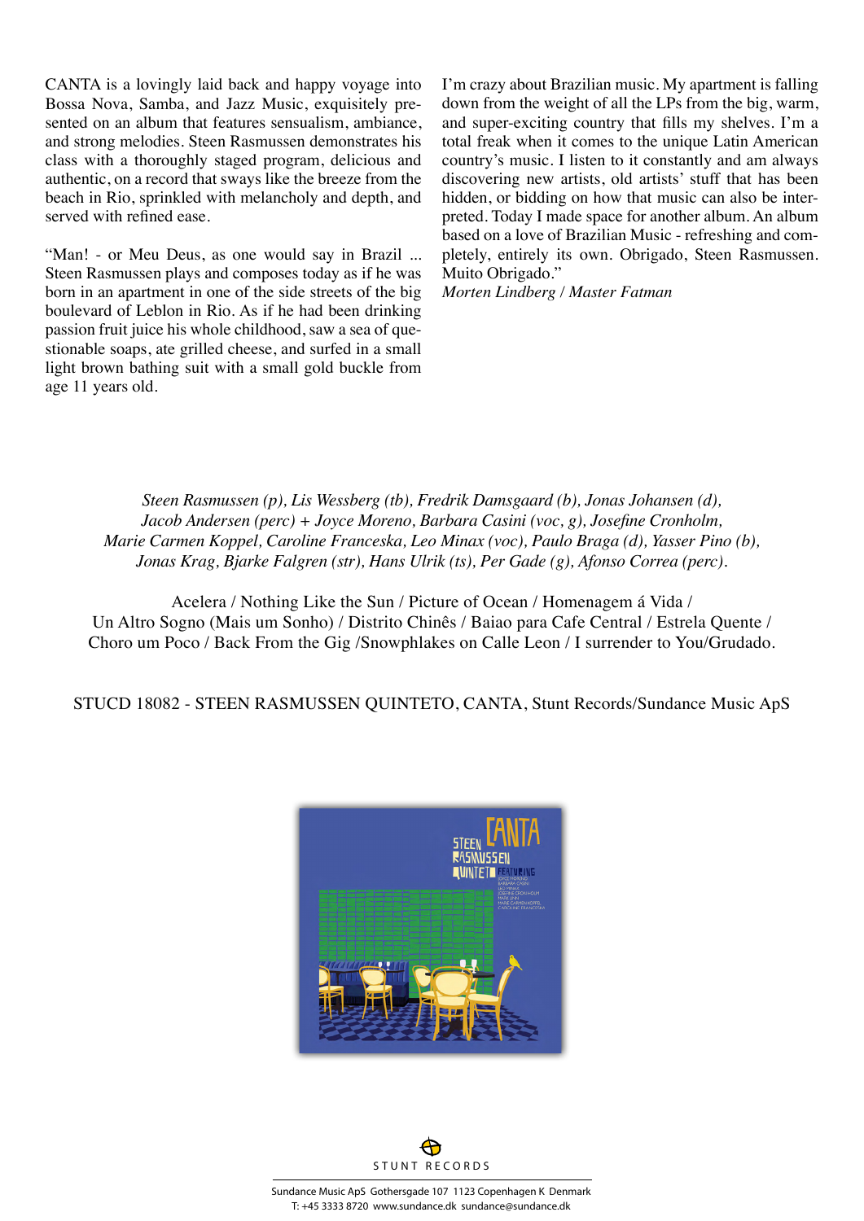CANTA is a lovingly laid back and happy voyage into Bossa Nova, Samba, and Jazz Music, exquisitely presented on an album that features sensualism, ambiance, and strong melodies. Steen Rasmussen demonstrates his class with a thoroughly staged program, delicious and authentic, on a record that sways like the breeze from the beach in Rio, sprinkled with melancholy and depth, and served with refined ease.

"Man! - or Meu Deus, as one would say in Brazil ... Steen Rasmussen plays and composes today as if he was born in an apartment in one of the side streets of the big boulevard of Leblon in Rio. As if he had been drinking passion fruit juice his whole childhood, saw a sea of questionable soaps, ate grilled cheese, and surfed in a small light brown bathing suit with a small gold buckle from age 11 years old.

I'm crazy about Brazilian music. My apartment is falling down from the weight of all the LPs from the big, warm, and super-exciting country that fills my shelves. I'm a total freak when it comes to the unique Latin American country's music. I listen to it constantly and am always discovering new artists, old artists' stuff that has been hidden, or bidding on how that music can also be interpreted. Today I made space for another album. An album based on a love of Brazilian Music - refreshing and completely, entirely its own. Obrigado, Steen Rasmussen. Muito Obrigado."

*Morten Lindberg / Master Fatman*

*Steen Rasmussen (p), Lis Wessberg (tb), Fredrik Damsgaard (b), Jonas Johansen (d), Jacob Andersen (perc) + Joyce Moreno, Barbara Casini (voc, g), Josefine Cronholm, Marie Carmen Koppel, Caroline Franceska, Leo Minax (voc), Paulo Braga (d), Yasser Pino (b), Jonas Krag, Bjarke Falgren (str), Hans Ulrik (ts), Per Gade (g), Afonso Correa (perc).*

Acelera / Nothing Like the Sun / Picture of Ocean / Homenagem á Vida / Un Altro Sogno (Mais um Sonho) / Distrito Chinês / Baiao para Cafe Central / Estrela Quente / Choro um Poco / Back From the Gig /Snowphlakes on Calle Leon / I surrender to You/Grudado.

STUCD 18082 - STEEN RASMUSSEN QUINTETO, CANTA, Stunt Records/Sundance Music ApS

STUNT RECORDS

Sundance Music ApS Gothersgade 107 1123 Copenhagen K Denmark
T: +45 3333 8720 www.sundance.dk sundance@sundance.dk